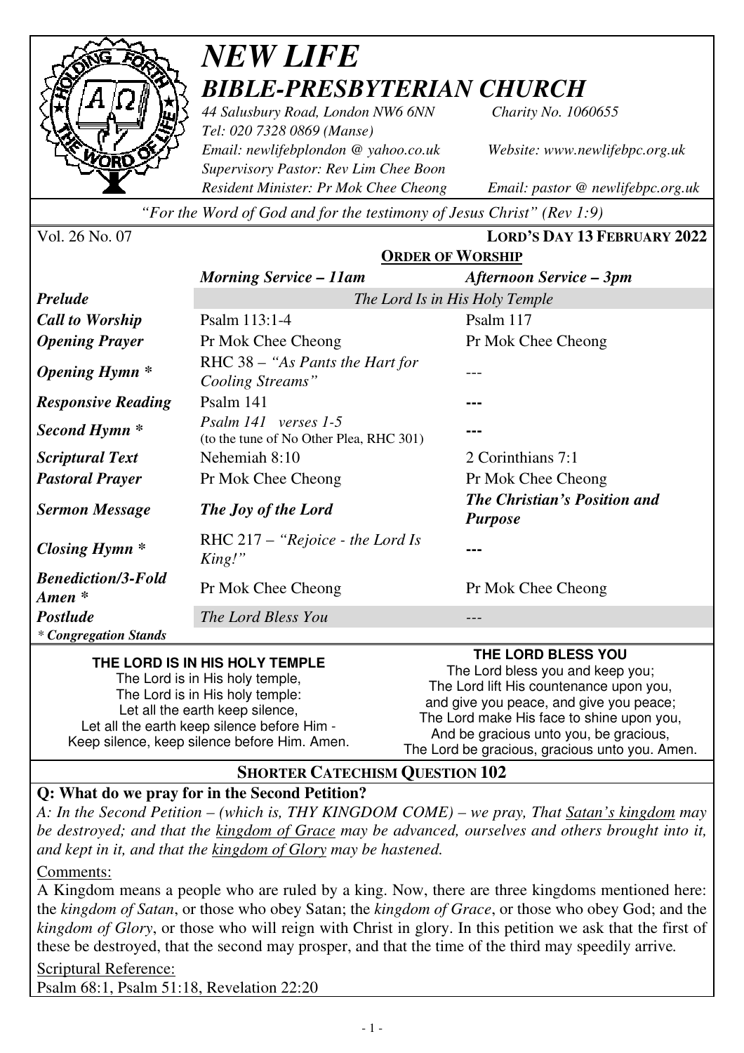# *NEW LIFE*
## *BIBLE-PRESBYTERIAN CHURCH*

*44 Salusbury Road, London NW6 6NN* *Charity No. 1060655*
*Tel: 020 7328 0869 (Manse)*
*Email: newlifebplondon @ yahoo.co.uk* *Website: www.newlifebpc.org.uk*
*Supervisory Pastor: Rev Lim Chee Boon*
*Resident Minister: Pr Mok Chee Cheong* *Email: pastor @ newlifebpc.org.uk*

*"For the Word of God and for the testimony of Jesus Christ" (Rev 1:9)*

Vol. 26 No. 07 **LORD'S DAY 13 FEBRUARY 2022**

**ORDER OF WORSHIP**

| | *Morning Service – 11am* | *Afternoon Service – 3pm* |
|---|---|---|
| ***Prelude*** | *The Lord Is in His Holy Temple* | |
| ***Call to Worship*** | Psalm 113:1-4 | Psalm 117 |
| ***Opening Prayer*** | Pr Mok Chee Cheong | Pr Mok Chee Cheong |
| ***Opening Hymn **** | RHC 38 – *"As Pants the Hart for Cooling Streams"* | --- |
| ***Responsive Reading*** | Psalm 141 | --- |
| ***Second Hymn **** | *Psalm 141 verses 1-5* (to the tune of No Other Plea, RHC 301) | --- |
| ***Scriptural Text*** | Nehemiah 8:10 | 2 Corinthians 7:1 |
| ***Pastoral Prayer*** | Pr Mok Chee Cheong | Pr Mok Chee Cheong |
| ***Sermon Message*** | ***The Joy of the Lord*** | ***The Christian's Position and Purpose*** |
| ***Closing Hymn **** | RHC 217 – *"Rejoice - the Lord Is King!"* | --- |
| ***Benediction/3-Fold Amen **** | Pr Mok Chee Cheong | Pr Mok Chee Cheong |
| ***Postlude*** | *The Lord Bless You* | --- |

*\* Congregation Stands*

**THE LORD IS IN HIS HOLY TEMPLE**
The Lord is in His holy temple,
The Lord is in His holy temple:
Let all the earth keep silence,
Let all the earth keep silence before Him -
Keep silence, keep silence before Him. Amen.

**THE LORD BLESS YOU**
The Lord bless you and keep you;
The Lord lift His countenance upon you,
and give you peace, and give you peace;
The Lord make His face to shine upon you,
And be gracious unto you, be gracious,
The Lord be gracious, gracious unto you. Amen.

## SHORTER CATECHISM QUESTION 102

**Q: What do we pray for in the Second Petition?**

*A: In the Second Petition – (which is, THY KINGDOM COME) – we pray, That Satan's kingdom may be destroyed; and that the kingdom of Grace may be advanced, ourselves and others brought into it, and kept in it, and that the kingdom of Glory may be hastened.*

Comments:

A Kingdom means a people who are ruled by a king. Now, there are three kingdoms mentioned here: the *kingdom of Satan*, or those who obey Satan; the *kingdom of Grace*, or those who obey God; and the *kingdom of Glory*, or those who will reign with Christ in glory. In this petition we ask that the first of these be destroyed, that the second may prosper, and that the time of the third may speedily arrive.

Scriptural Reference:

Psalm 68:1, Psalm 51:18, Revelation 22:20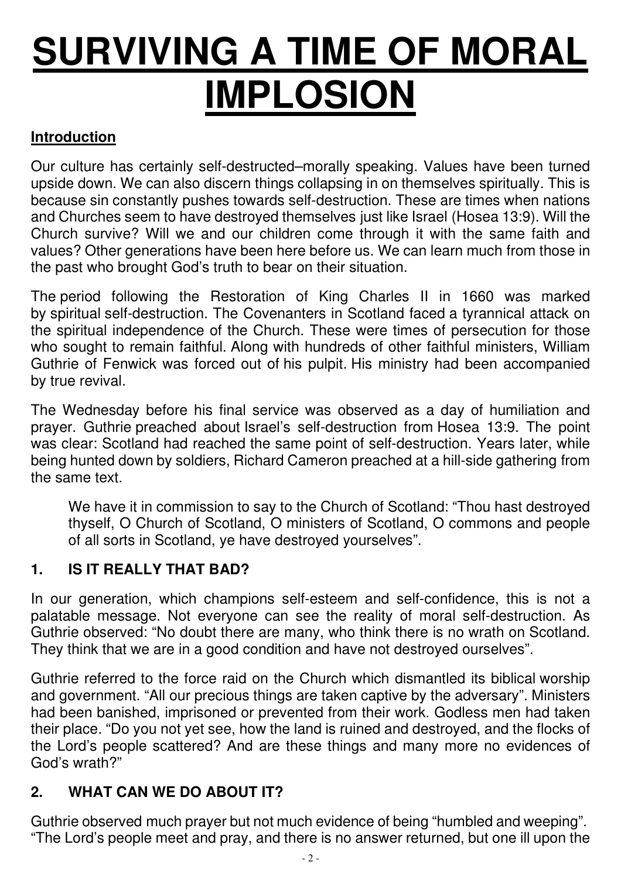# SURVIVING A TIME OF MORAL IMPLOSION

## Introduction

Our culture has certainly self-destructed–morally speaking. Values have been turned upside down. We can also discern things collapsing in on themselves spiritually. This is because sin constantly pushes towards self-destruction. These are times when nations and Churches seem to have destroyed themselves just like Israel (Hosea 13:9). Will the Church survive? Will we and our children come through it with the same faith and values? Other generations have been here before us. We can learn much from those in the past who brought God's truth to bear on their situation.

The period following the Restoration of King Charles II in 1660 was marked by spiritual self-destruction. The Covenanters in Scotland faced a tyrannical attack on the spiritual independence of the Church. These were times of persecution for those who sought to remain faithful. Along with hundreds of other faithful ministers, William Guthrie of Fenwick was forced out of his pulpit. His ministry had been accompanied by true revival.

The Wednesday before his final service was observed as a day of humiliation and prayer. Guthrie preached about Israel's self-destruction from Hosea 13:9. The point was clear: Scotland had reached the same point of self-destruction. Years later, while being hunted down by soldiers, Richard Cameron preached at a hill-side gathering from the same text.

> We have it in commission to say to the Church of Scotland: "Thou hast destroyed thyself, O Church of Scotland, O ministers of Scotland, O commons and people of all sorts in Scotland, ye have destroyed yourselves".

## 1. IS IT REALLY THAT BAD?

In our generation, which champions self-esteem and self-confidence, this is not a palatable message. Not everyone can see the reality of moral self-destruction. As Guthrie observed: "No doubt there are many, who think there is no wrath on Scotland. They think that we are in a good condition and have not destroyed ourselves".

Guthrie referred to the force raid on the Church which dismantled its biblical worship and government. "All our precious things are taken captive by the adversary". Ministers had been banished, imprisoned or prevented from their work. Godless men had taken their place. "Do you not yet see, how the land is ruined and destroyed, and the flocks of the Lord's people scattered? And are these things and many more no evidences of God's wrath?"

## 2. WHAT CAN WE DO ABOUT IT?

Guthrie observed much prayer but not much evidence of being "humbled and weeping". "The Lord's people meet and pray, and there is no answer returned, but one ill upon the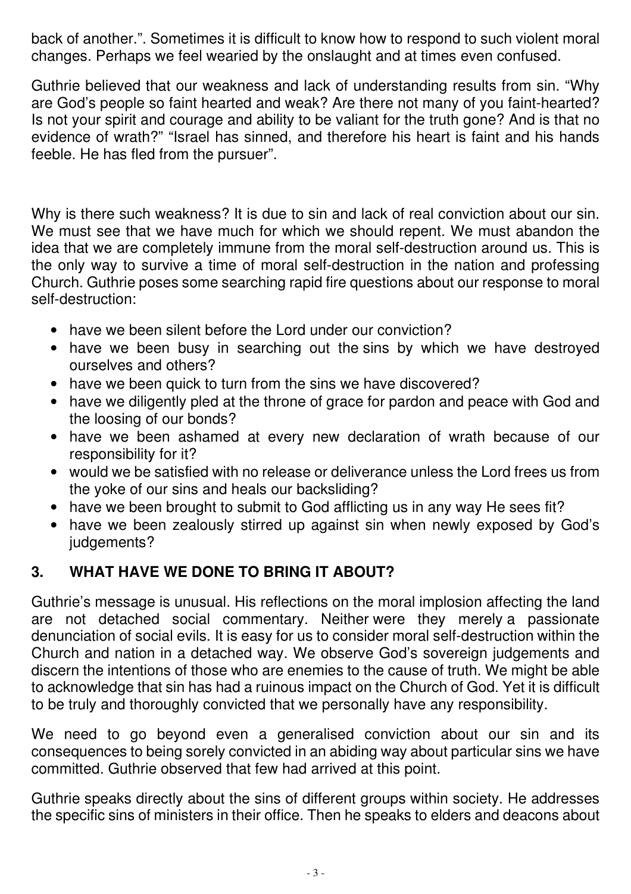back of another.". Sometimes it is difficult to know how to respond to such violent moral changes. Perhaps we feel wearied by the onslaught and at times even confused.

Guthrie believed that our weakness and lack of understanding results from sin. "Why are God's people so faint hearted and weak? Are there not many of you faint-hearted? Is not your spirit and courage and ability to be valiant for the truth gone? And is that no evidence of wrath?" "Israel has sinned, and therefore his heart is faint and his hands feeble. He has fled from the pursuer".

Why is there such weakness? It is due to sin and lack of real conviction about our sin. We must see that we have much for which we should repent. We must abandon the idea that we are completely immune from the moral self-destruction around us. This is the only way to survive a time of moral self-destruction in the nation and professing Church. Guthrie poses some searching rapid fire questions about our response to moral self-destruction:

- have we been silent before the Lord under our conviction?
- have we been busy in searching out the sins by which we have destroyed ourselves and others?
- have we been quick to turn from the sins we have discovered?
- have we diligently pled at the throne of grace for pardon and peace with God and the loosing of our bonds?
- have we been ashamed at every new declaration of wrath because of our responsibility for it?
- would we be satisfied with no release or deliverance unless the Lord frees us from the yoke of our sins and heals our backsliding?
- have we been brought to submit to God afflicting us in any way He sees fit?
- have we been zealously stirred up against sin when newly exposed by God's judgements?

## 3. WHAT HAVE WE DONE TO BRING IT ABOUT?

Guthrie's message is unusual. His reflections on the moral implosion affecting the land are not detached social commentary. Neither were they merely a passionate denunciation of social evils. It is easy for us to consider moral self-destruction within the Church and nation in a detached way. We observe God's sovereign judgements and discern the intentions of those who are enemies to the cause of truth. We might be able to acknowledge that sin has had a ruinous impact on the Church of God. Yet it is difficult to be truly and thoroughly convicted that we personally have any responsibility.

We need to go beyond even a generalised conviction about our sin and its consequences to being sorely convicted in an abiding way about particular sins we have committed. Guthrie observed that few had arrived at this point.

Guthrie speaks directly about the sins of different groups within society. He addresses the specific sins of ministers in their office. Then he speaks to elders and deacons about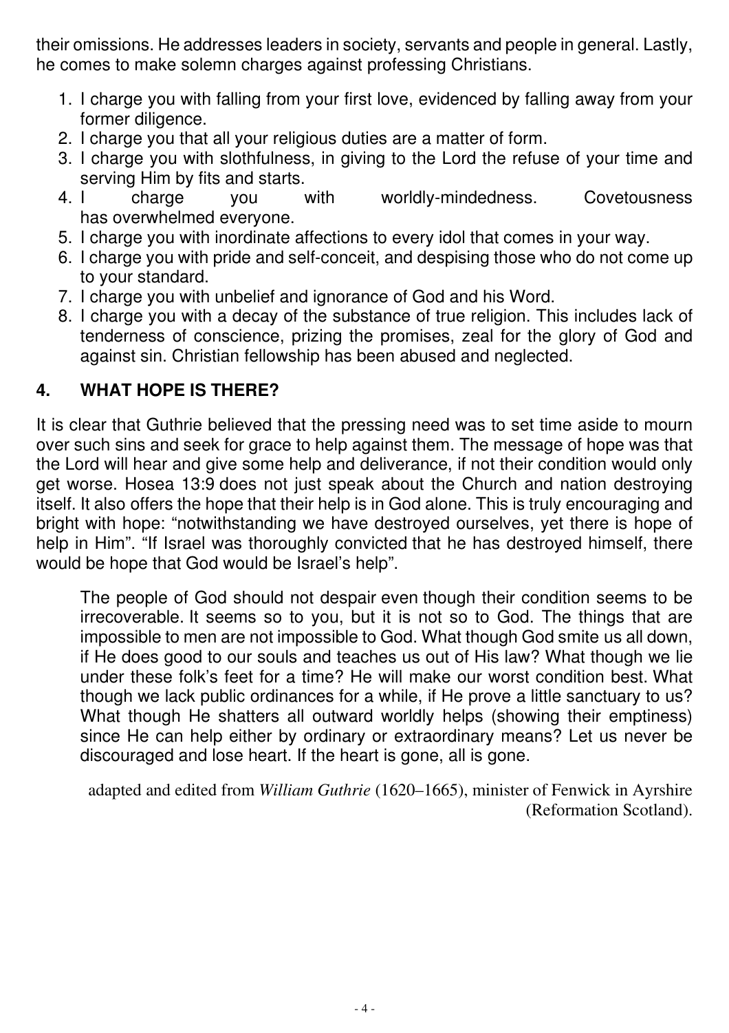their omissions. He addresses leaders in society, servants and people in general. Lastly, he comes to make solemn charges against professing Christians.

1. I charge you with falling from your first love, evidenced by falling away from your former diligence.
2. I charge you that all your religious duties are a matter of form.
3. I charge you with slothfulness, in giving to the Lord the refuse of your time and serving Him by fits and starts.
4. I charge you with worldly-mindedness. Covetousness has overwhelmed everyone.
5. I charge you with inordinate affections to every idol that comes in your way.
6. I charge you with pride and self-conceit, and despising those who do not come up to your standard.
7. I charge you with unbelief and ignorance of God and his Word.
8. I charge you with a decay of the substance of true religion. This includes lack of tenderness of conscience, prizing the promises, zeal for the glory of God and against sin. Christian fellowship has been abused and neglected.

## 4. WHAT HOPE IS THERE?

It is clear that Guthrie believed that the pressing need was to set time aside to mourn over such sins and seek for grace to help against them. The message of hope was that the Lord will hear and give some help and deliverance, if not their condition would only get worse. Hosea 13:9 does not just speak about the Church and nation destroying itself. It also offers the hope that their help is in God alone. This is truly encouraging and bright with hope: "notwithstanding we have destroyed ourselves, yet there is hope of help in Him". "If Israel was thoroughly convicted that he has destroyed himself, there would be hope that God would be Israel's help".

> The people of God should not despair even though their condition seems to be irrecoverable. It seems so to you, but it is not so to God. The things that are impossible to men are not impossible to God. What though God smite us all down, if He does good to our souls and teaches us out of His law? What though we lie under these folk's feet for a time? He will make our worst condition best. What though we lack public ordinances for a while, if He prove a little sanctuary to us? What though He shatters all outward worldly helps (showing their emptiness) since He can help either by ordinary or extraordinary means? Let us never be discouraged and lose heart. If the heart is gone, all is gone.

adapted and edited from *William Guthrie* (1620–1665), minister of Fenwick in Ayrshire (Reformation Scotland).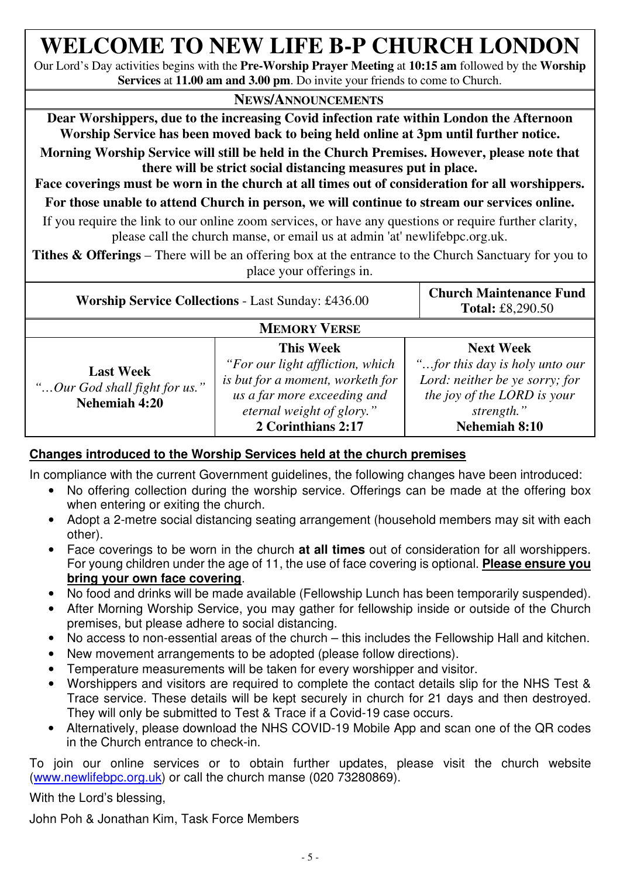# WELCOME TO NEW LIFE B-P CHURCH LONDON

Our Lord's Day activities begins with the **Pre-Worship Prayer Meeting** at **10:15 am** followed by the **Worship Services** at **11.00 am and 3.00 pm**. Do invite your friends to come to Church.

## NEWS/ANNOUNCEMENTS

**Dear Worshippers, due to the increasing Covid infection rate within London the Afternoon Worship Service has been moved back to being held online at 3pm until further notice.**

**Morning Worship Service will still be held in the Church Premises. However, please note that there will be strict social distancing measures put in place.**

**Face coverings must be worn in the church at all times out of consideration for all worshippers.**

**For those unable to attend Church in person, we will continue to stream our services online.**

If you require the link to our online zoom services, or have any questions or require further clarity, please call the church manse, or email us at admin 'at' newlifebpc.org.uk.

**Tithes & Offerings** – There will be an offering box at the entrance to the Church Sanctuary for you to place your offerings in.

| **Worship Service Collections** - Last Sunday: £436.00 | **Church Maintenance Fund Total:** £8,290.50 |
|---|---|

## MEMORY VERSE

| **Last Week** | **This Week** | **Next Week** |
|---|---|---|
| *"…Our God shall fight for us."* **Nehemiah 4:20** | *"For our light affliction, which is but for a moment, worketh for us a far more exceeding and eternal weight of glory."* **2 Corinthians 2:17** | *"…for this day is holy unto our Lord: neither be ye sorry; for the joy of the LORD is your strength."* **Nehemiah 8:10** |

### Changes introduced to the Worship Services held at the church premises

In compliance with the current Government guidelines, the following changes have been introduced:

- No offering collection during the worship service. Offerings can be made at the offering box when entering or exiting the church.
- Adopt a 2-metre social distancing seating arrangement (household members may sit with each other).
- Face coverings to be worn in the church **at all times** out of consideration for all worshippers. For young children under the age of 11, the use of face covering is optional. **Please ensure you bring your own face covering**.
- No food and drinks will be made available (Fellowship Lunch has been temporarily suspended).
- After Morning Worship Service, you may gather for fellowship inside or outside of the Church premises, but please adhere to social distancing.
- No access to non-essential areas of the church – this includes the Fellowship Hall and kitchen.
- New movement arrangements to be adopted (please follow directions).
- Temperature measurements will be taken for every worshipper and visitor.
- Worshippers and visitors are required to complete the contact details slip for the NHS Test & Trace service. These details will be kept securely in church for 21 days and then destroyed. They will only be submitted to Test & Trace if a Covid-19 case occurs.
- Alternatively, please download the NHS COVID-19 Mobile App and scan one of the QR codes in the Church entrance to check-in.

To join our online services or to obtain further updates, please visit the church website (www.newlifebpc.org.uk) or call the church manse (020 73280869).

With the Lord's blessing,

John Poh & Jonathan Kim, Task Force Members